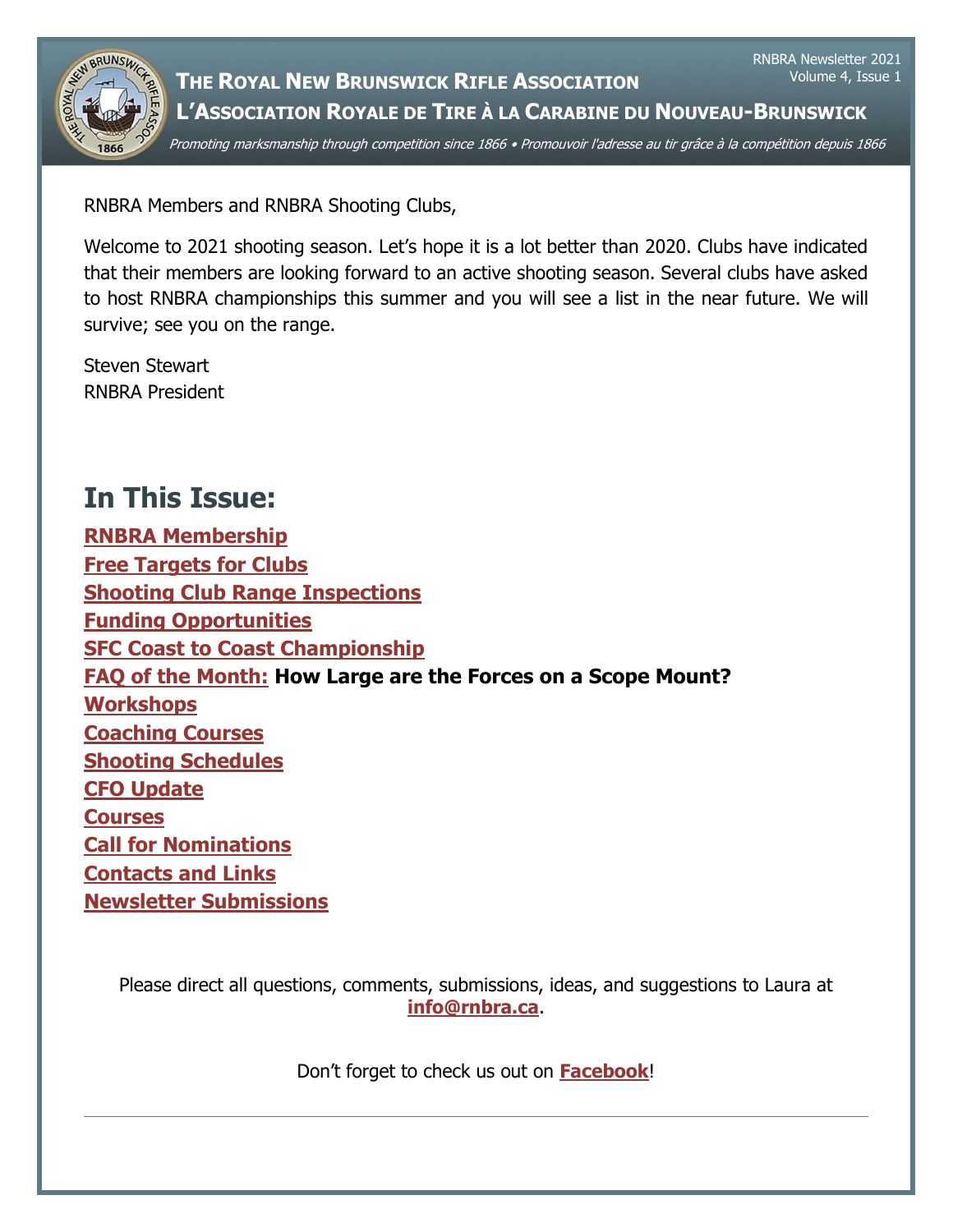# The Royal New Brunswick Rifle Association

## L'Association Royale de Tire à la Carabine du Nouveau-Brunswick

*Promoting marksmanship through competition since 1866 • Promouvoir l'adresse au tir grâce à la compétition depuis 1866*

RNBRA Newsletter 2021
Volume 4, Issue 1

RNBRA Members and RNBRA Shooting Clubs,

Welcome to 2021 shooting season. Let's hope it is a lot better than 2020. Clubs have indicated that their members are looking forward to an active shooting season. Several clubs have asked to host RNBRA championships this summer and you will see a list in the near future. We will survive; see you on the range.

Steven Stewart
RNBRA President

## In This Issue:

**RNBRA Membership**
**Free Targets for Clubs**
**Shooting Club Range Inspections**
**Funding Opportunities**
**SFC Coast to Coast Championship**
**FAQ of the Month: How Large are the Forces on a Scope Mount?**
**Workshops**
**Coaching Courses**
**Shooting Schedules**
**CFO Update**
**Courses**
**Call for Nominations**
**Contacts and Links**
**Newsletter Submissions**

Please direct all questions, comments, submissions, ideas, and suggestions to Laura at **info@rnbra.ca**.

Don't forget to check us out on **Facebook**!

---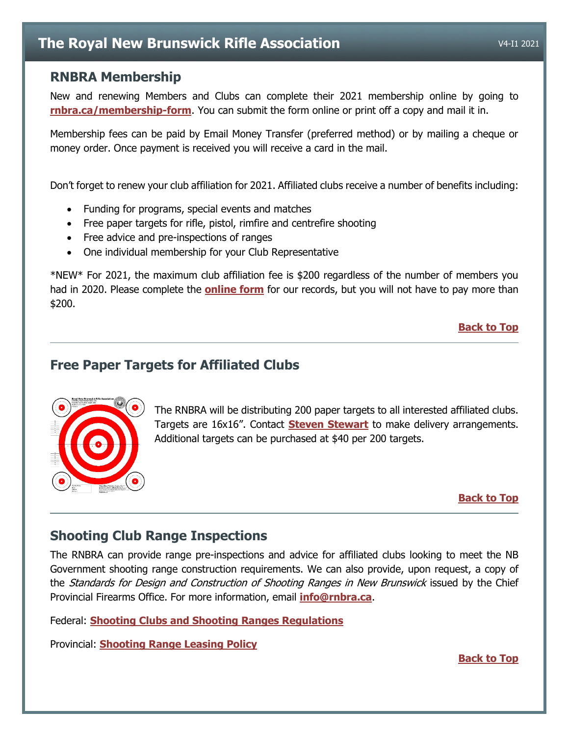## RNBRA Membership

New and renewing Members and Clubs can complete their 2021 membership online by going to **rnbra.ca/membership-form**. You can submit the form online or print off a copy and mail it in.

Membership fees can be paid by Email Money Transfer (preferred method) or by mailing a cheque or money order. Once payment is received you will receive a card in the mail.

Don't forget to renew your club affiliation for 2021. Affiliated clubs receive a number of benefits including:

- Funding for programs, special events and matches
- Free paper targets for rifle, pistol, rimfire and centrefire shooting
- Free advice and pre-inspections of ranges
- One individual membership for your Club Representative

*NEW* For 2021, the maximum club affiliation fee is $200 regardless of the number of members you had in 2020. Please complete the **online form** for our records, but you will not have to pay more than $200.

**Back to Top**

---

## Free Paper Targets for Affiliated Clubs

The RNBRA will be distributing 200 paper targets to all interested affiliated clubs. Targets are 16x16". Contact **Steven Stewart** to make delivery arrangements. Additional targets can be purchased at $40 per 200 targets.

**Back to Top**

---

## Shooting Club Range Inspections

The RNBRA can provide range pre-inspections and advice for affiliated clubs looking to meet the NB Government shooting range construction requirements. We can also provide, upon request, a copy of the *Standards for Design and Construction of Shooting Ranges in New Brunswick* issued by the Chief Provincial Firearms Office. For more information, email **info@rnbra.ca**.

Federal: **Shooting Clubs and Shooting Ranges Regulations**

Provincial: **Shooting Range Leasing Policy**

**Back to Top**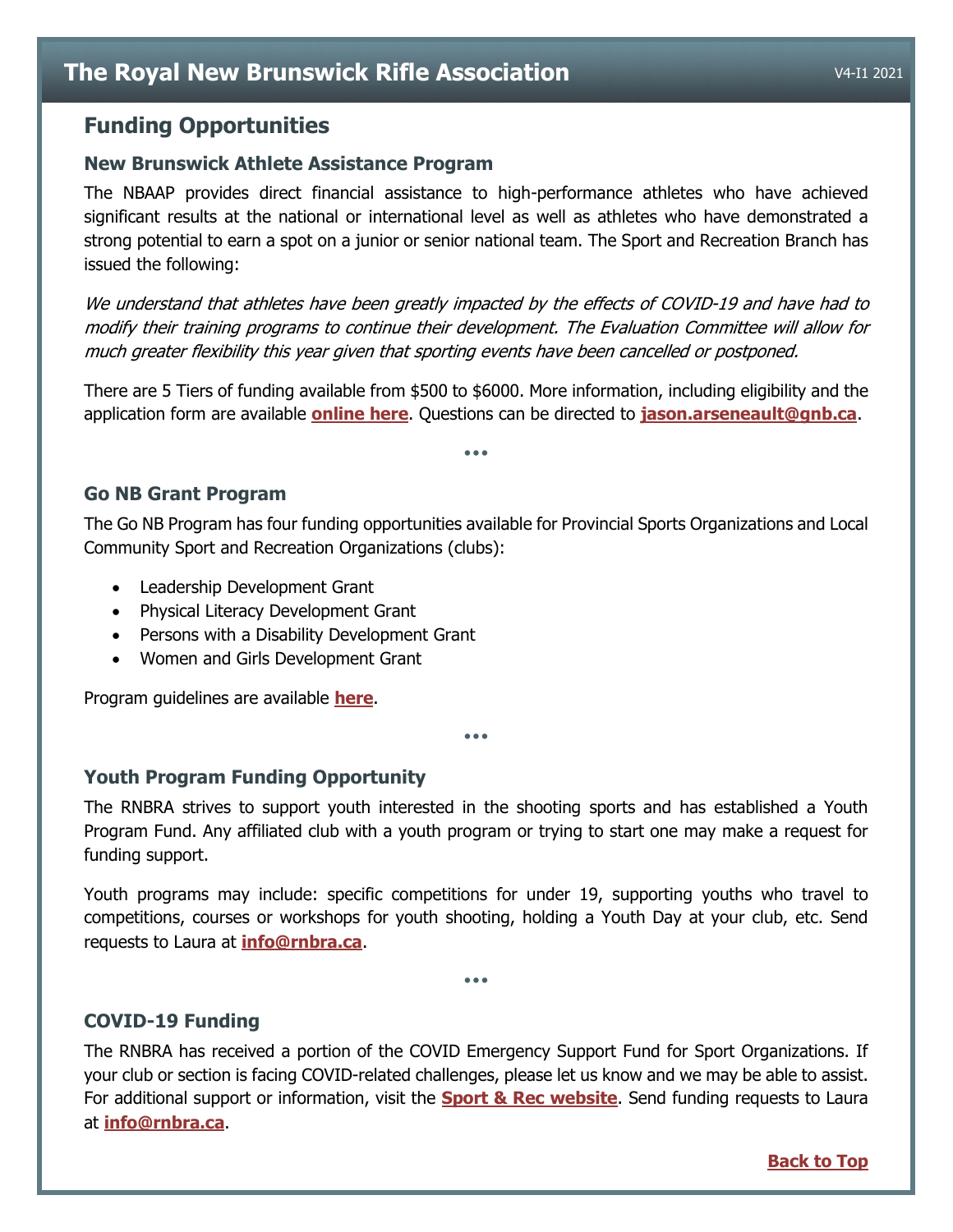## Funding Opportunities

### New Brunswick Athlete Assistance Program

The NBAAP provides direct financial assistance to high-performance athletes who have achieved significant results at the national or international level as well as athletes who have demonstrated a strong potential to earn a spot on a junior or senior national team. The Sport and Recreation Branch has issued the following:

*We understand that athletes have been greatly impacted by the effects of COVID-19 and have had to modify their training programs to continue their development. The Evaluation Committee will allow for much greater flexibility this year given that sporting events have been cancelled or postponed.*

There are 5 Tiers of funding available from $500 to $6000. More information, including eligibility and the application form are available **online here**. Questions can be directed to **jason.arseneault@gnb.ca**.

•••

### Go NB Grant Program

The Go NB Program has four funding opportunities available for Provincial Sports Organizations and Local Community Sport and Recreation Organizations (clubs):

- Leadership Development Grant
- Physical Literacy Development Grant
- Persons with a Disability Development Grant
- Women and Girls Development Grant

Program guidelines are available **here**.

•••

### Youth Program Funding Opportunity

The RNBRA strives to support youth interested in the shooting sports and has established a Youth Program Fund. Any affiliated club with a youth program or trying to start one may make a request for funding support.

Youth programs may include: specific competitions for under 19, supporting youths who travel to competitions, courses or workshops for youth shooting, holding a Youth Day at your club, etc. Send requests to Laura at **info@rnbra.ca**.

•••

### COVID-19 Funding

The RNBRA has received a portion of the COVID Emergency Support Fund for Sport Organizations. If your club or section is facing COVID-related challenges, please let us know and we may be able to assist. For additional support or information, visit the **Sport & Rec website**. Send funding requests to Laura at **info@rnbra.ca**.

**Back to Top**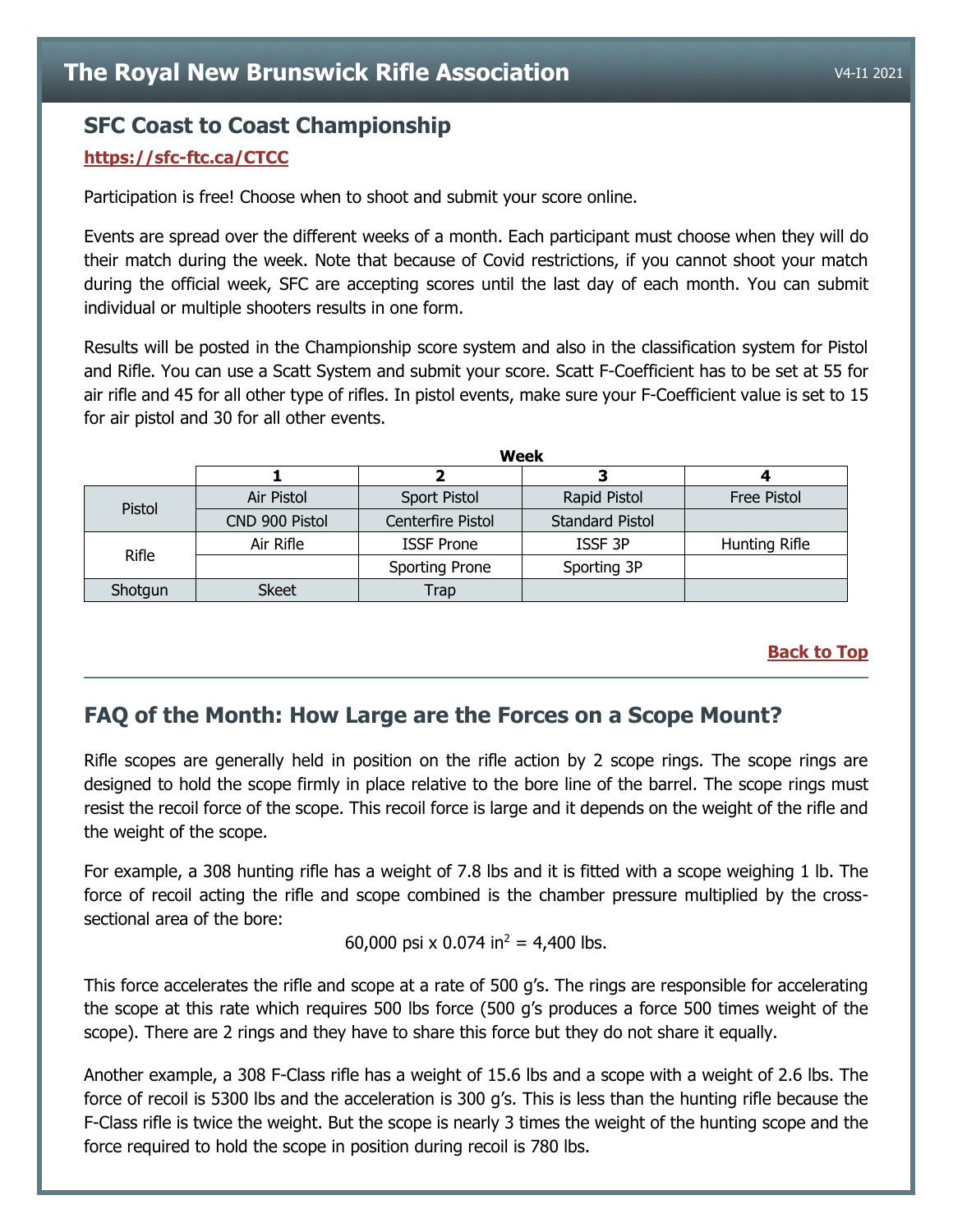## SFC Coast to Coast Championship

**https://sfc-ftc.ca/CTCC**

Participation is free! Choose when to shoot and submit your score online.

Events are spread over the different weeks of a month. Each participant must choose when they will do their match during the week. Note that because of Covid restrictions, if you cannot shoot your match during the official week, SFC are accepting scores until the last day of each month. You can submit individual or multiple shooters results in one form.

Results will be posted in the Championship score system and also in the classification system for Pistol and Rifle. You can use a Scatt System and submit your score. Scatt F-Coefficient has to be set at 55 for air rifle and 45 for all other type of rifles. In pistol events, make sure your F-Coefficient value is set to 15 for air pistol and 30 for all other events.

| | **Week** | | | |
|---|---|---|---|---|
| | **1** | **2** | **3** | **4** |
| Pistol | Air Pistol | Sport Pistol | Rapid Pistol | Free Pistol |
| | CND 900 Pistol | Centerfire Pistol | Standard Pistol | |
| Rifle | Air Rifle | ISSF Prone | ISSF 3P | Hunting Rifle |
| | | Sporting Prone | Sporting 3P | |
| Shotgun | Skeet | Trap | | |

**Back to Top**

---

## FAQ of the Month: How Large are the Forces on a Scope Mount?

Rifle scopes are generally held in position on the rifle action by 2 scope rings. The scope rings are designed to hold the scope firmly in place relative to the bore line of the barrel. The scope rings must resist the recoil force of the scope. This recoil force is large and it depends on the weight of the rifle and the weight of the scope.

For example, a 308 hunting rifle has a weight of 7.8 lbs and it is fitted with a scope weighing 1 lb. The force of recoil acting the rifle and scope combined is the chamber pressure multiplied by the cross-sectional area of the bore:

$$60{,}000 \text{ psi} \times 0.074 \text{ in}^2 = 4{,}400 \text{ lbs.}$$

This force accelerates the rifle and scope at a rate of 500 g's. The rings are responsible for accelerating the scope at this rate which requires 500 lbs force (500 g's produces a force 500 times weight of the scope). There are 2 rings and they have to share this force but they do not share it equally.

Another example, a 308 F-Class rifle has a weight of 15.6 lbs and a scope with a weight of 2.6 lbs. The force of recoil is 5300 lbs and the acceleration is 300 g's. This is less than the hunting rifle because the F-Class rifle is twice the weight. But the scope is nearly 3 times the weight of the hunting scope and the force required to hold the scope in position during recoil is 780 lbs.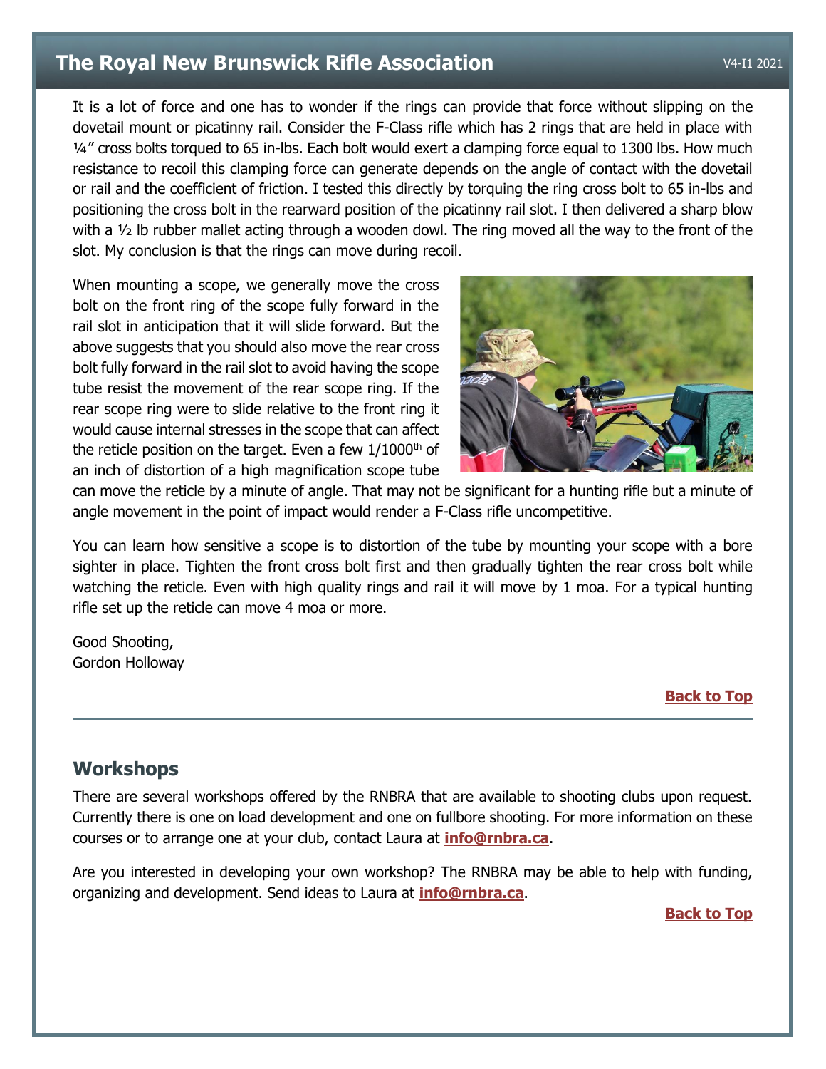It is a lot of force and one has to wonder if the rings can provide that force without slipping on the dovetail mount or picatinny rail. Consider the F-Class rifle which has 2 rings that are held in place with ¼" cross bolts torqued to 65 in-lbs. Each bolt would exert a clamping force equal to 1300 lbs. How much resistance to recoil this clamping force can generate depends on the angle of contact with the dovetail or rail and the coefficient of friction. I tested this directly by torquing the ring cross bolt to 65 in-lbs and positioning the cross bolt in the rearward position of the picatinny rail slot. I then delivered a sharp blow with a ½ lb rubber mallet acting through a wooden dowl. The ring moved all the way to the front of the slot. My conclusion is that the rings can move during recoil.

When mounting a scope, we generally move the cross bolt on the front ring of the scope fully forward in the rail slot in anticipation that it will slide forward. But the above suggests that you should also move the rear cross bolt fully forward in the rail slot to avoid having the scope tube resist the movement of the rear scope ring. If the rear scope ring were to slide relative to the front ring it would cause internal stresses in the scope that can affect the reticle position on the target. Even a few 1/1000$^{th}$ of an inch of distortion of a high magnification scope tube can move the reticle by a minute of angle. That may not be significant for a hunting rifle but a minute of angle movement in the point of impact would render a F-Class rifle uncompetitive.

You can learn how sensitive a scope is to distortion of the tube by mounting your scope with a bore sighter in place. Tighten the front cross bolt first and then gradually tighten the rear cross bolt while watching the reticle. Even with high quality rings and rail it will move by 1 moa. For a typical hunting rifle set up the reticle can move 4 moa or more.

Good Shooting,
Gordon Holloway

**Back to Top**

---

## Workshops

There are several workshops offered by the RNBRA that are available to shooting clubs upon request. Currently there is one on load development and one on fullbore shooting. For more information on these courses or to arrange one at your club, contact Laura at **info@rnbra.ca**.

Are you interested in developing your own workshop? The RNBRA may be able to help with funding, organizing and development. Send ideas to Laura at **info@rnbra.ca**.

**Back to Top**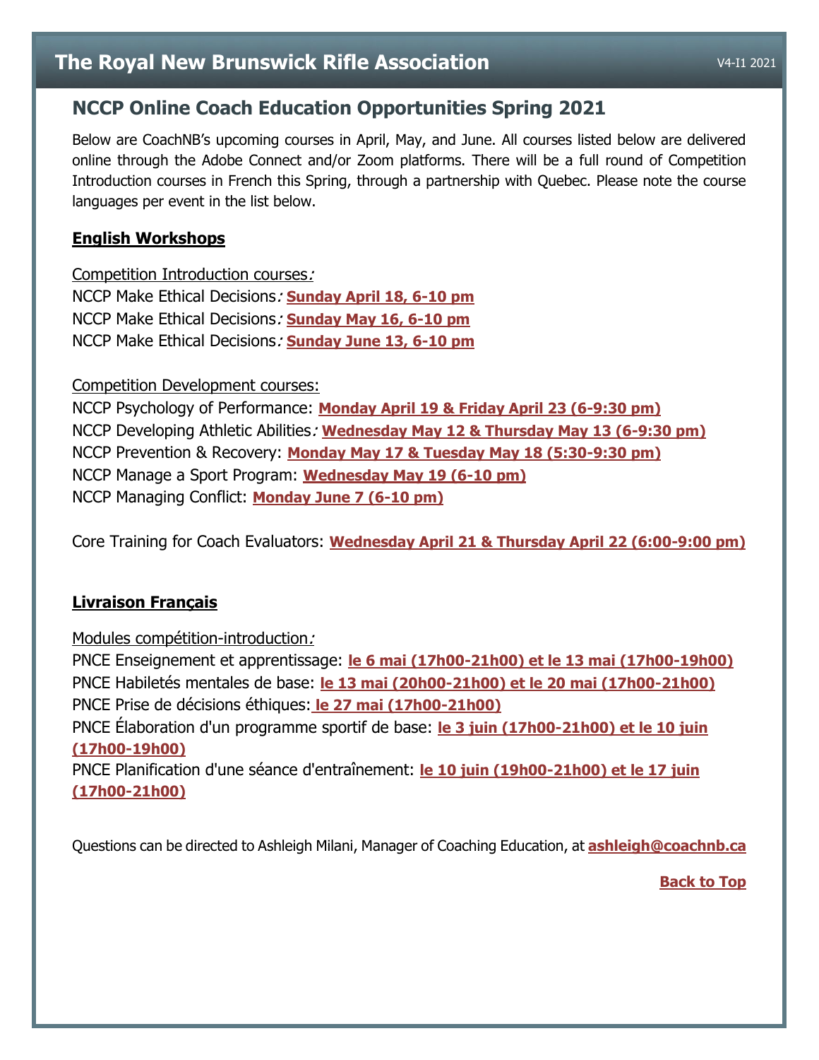## NCCP Online Coach Education Opportunities Spring 2021

Below are CoachNB's upcoming courses in April, May, and June. All courses listed below are delivered online through the Adobe Connect and/or Zoom platforms. There will be a full round of Competition Introduction courses in French this Spring, through a partnership with Quebec. Please note the course languages per event in the list below.

### English Workshops

Competition Introduction courses:
NCCP Make Ethical Decisions: **Sunday April 18, 6-10 pm**
NCCP Make Ethical Decisions: **Sunday May 16, 6-10 pm**
NCCP Make Ethical Decisions: **Sunday June 13, 6-10 pm**

Competition Development courses:
NCCP Psychology of Performance: **Monday April 19 & Friday April 23 (6-9:30 pm)**
NCCP Developing Athletic Abilities: **Wednesday May 12 & Thursday May 13 (6-9:30 pm)**
NCCP Prevention & Recovery: **Monday May 17 & Tuesday May 18 (5:30-9:30 pm)**
NCCP Manage a Sport Program: **Wednesday May 19 (6-10 pm)**
NCCP Managing Conflict: **Monday June 7 (6-10 pm)**

Core Training for Coach Evaluators: **Wednesday April 21 & Thursday April 22 (6:00-9:00 pm)**

### Livraison Français

Modules compétition-introduction:
PNCE Enseignement et apprentissage: **le 6 mai (17h00-21h00) et le 13 mai (17h00-19h00)**
PNCE Habiletés mentales de base: **le 13 mai (20h00-21h00) et le 20 mai (17h00-21h00)**
PNCE Prise de décisions éthiques: **le 27 mai (17h00-21h00)**
PNCE Élaboration d'un programme sportif de base: **le 3 juin (17h00-21h00) et le 10 juin (17h00-19h00)**
PNCE Planification d'une séance d'entraînement: **le 10 juin (19h00-21h00) et le 17 juin (17h00-21h00)**

Questions can be directed to Ashleigh Milani, Manager of Coaching Education, at **ashleigh@coachnb.ca**

**Back to Top**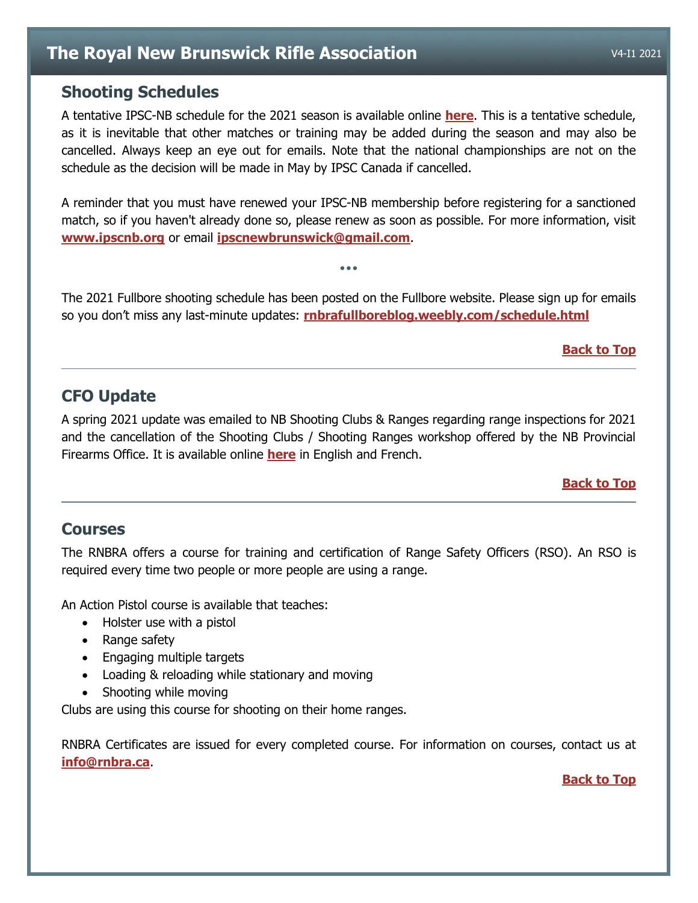## Shooting Schedules

A tentative IPSC-NB schedule for the 2021 season is available online **here**. This is a tentative schedule, as it is inevitable that other matches or training may be added during the season and may also be cancelled. Always keep an eye out for emails. Note that the national championships are not on the schedule as the decision will be made in May by IPSC Canada if cancelled.

A reminder that you must have renewed your IPSC-NB membership before registering for a sanctioned match, so if you haven't already done so, please renew as soon as possible. For more information, visit **www.ipscnb.org** or email **ipscnewbrunswick@gmail.com**.

•••

The 2021 Fullbore shooting schedule has been posted on the Fullbore website. Please sign up for emails so you don't miss any last-minute updates: **rnbrafullboreblog.weebly.com/schedule.html**

**Back to Top**

---

## CFO Update

A spring 2021 update was emailed to NB Shooting Clubs & Ranges regarding range inspections for 2021 and the cancellation of the Shooting Clubs / Shooting Ranges workshop offered by the NB Provincial Firearms Office. It is available online **here** in English and French.

**Back to Top**

---

## Courses

The RNBRA offers a course for training and certification of Range Safety Officers (RSO). An RSO is required every time two people or more people are using a range.

An Action Pistol course is available that teaches:

- Holster use with a pistol
- Range safety
- Engaging multiple targets
- Loading & reloading while stationary and moving
- Shooting while moving

Clubs are using this course for shooting on their home ranges.

RNBRA Certificates are issued for every completed course. For information on courses, contact us at **info@rnbra.ca**.

**Back to Top**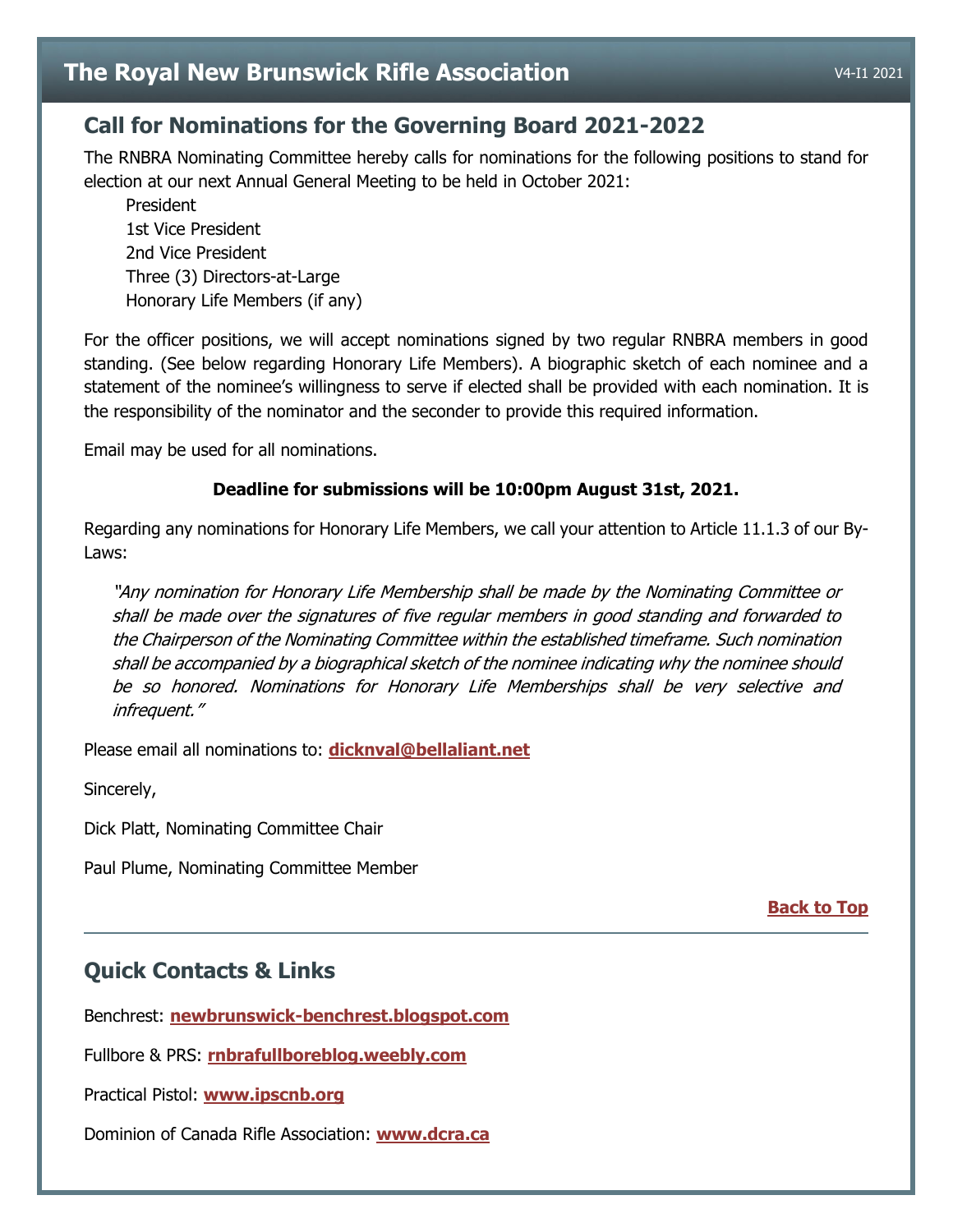## Call for Nominations for the Governing Board 2021-2022

The RNBRA Nominating Committee hereby calls for nominations for the following positions to stand for election at our next Annual General Meeting to be held in October 2021:

- President
- 1st Vice President
- 2nd Vice President
- Three (3) Directors-at-Large
- Honorary Life Members (if any)

For the officer positions, we will accept nominations signed by two regular RNBRA members in good standing. (See below regarding Honorary Life Members). A biographic sketch of each nominee and a statement of the nominee's willingness to serve if elected shall be provided with each nomination. It is the responsibility of the nominator and the seconder to provide this required information.

Email may be used for all nominations.

**Deadline for submissions will be 10:00pm August 31st, 2021.**

Regarding any nominations for Honorary Life Members, we call your attention to Article 11.1.3 of our By-Laws:

> *"Any nomination for Honorary Life Membership shall be made by the Nominating Committee or shall be made over the signatures of five regular members in good standing and forwarded to the Chairperson of the Nominating Committee within the established timeframe. Such nomination shall be accompanied by a biographical sketch of the nominee indicating why the nominee should be so honored. Nominations for Honorary Life Memberships shall be very selective and infrequent."*

Please email all nominations to: **dicknval@bellaliant.net**

Sincerely,

Dick Platt, Nominating Committee Chair

Paul Plume, Nominating Committee Member

**Back to Top**

---

## Quick Contacts & Links

Benchrest: **newbrunswick-benchrest.blogspot.com**

Fullbore & PRS: **rnbrafullboreblog.weebly.com**

Practical Pistol: **www.ipscnb.org**

Dominion of Canada Rifle Association: **www.dcra.ca**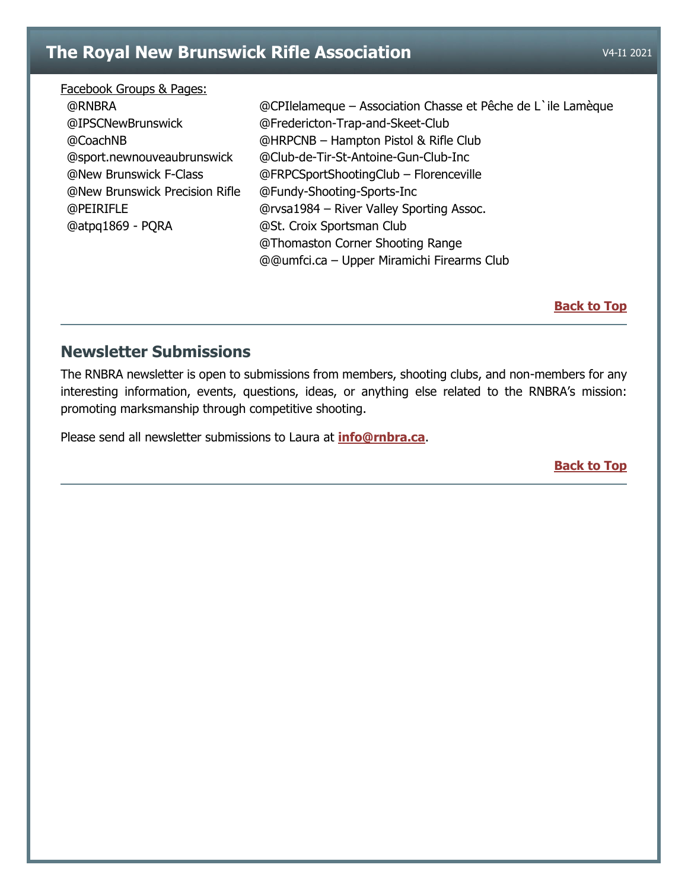Facebook Groups & Pages:

@RNBRA
@IPSCNewBrunswick
@CoachNB
@sport.newnouveaubrunswick
@New Brunswick F-Class
@New Brunswick Precision Rifle
@PEIRIFLE
@atpq1869 - PQRA

@CPIlelameque – Association Chasse et Pêche de L`ile Lamèque
@Fredericton-Trap-and-Skeet-Club
@HRPCNB – Hampton Pistol & Rifle Club
@Club-de-Tir-St-Antoine-Gun-Club-Inc
@FRPCSportShootingClub – Florenceville
@Fundy-Shooting-Sports-Inc
@rvsa1984 – River Valley Sporting Assoc.
@St. Croix Sportsman Club
@Thomaston Corner Shooting Range
@@umfci.ca – Upper Miramichi Firearms Club

**Back to Top**

---

## Newsletter Submissions

The RNBRA newsletter is open to submissions from members, shooting clubs, and non-members for any interesting information, events, questions, ideas, or anything else related to the RNBRA's mission: promoting marksmanship through competitive shooting.

Please send all newsletter submissions to Laura at **info@rnbra.ca**.

**Back to Top**

---